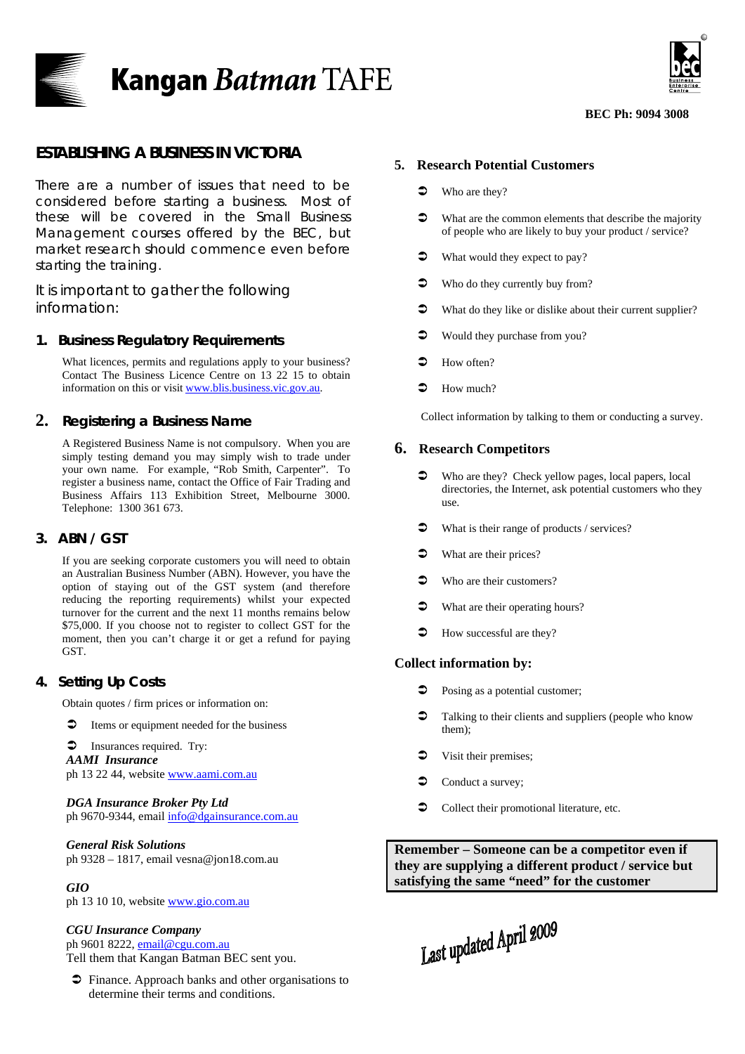Kangan *Batman* TAFE

**BEC Ph: 9094 3008**

# ESTABLISHING A BUSINESS IN VICTORIA

There are a number of issues that need to be considered before starting a business. Most of these will be covered in the Small Business Management courses offered by the BEC, but market research should commence even before starting the training.

It is important to gather the following information:

## 1. Business Regulatory Requirements

What licences, permits and regulations apply to your business? Contact The Business Licence Centre on 13 22 15 to obtain information on this or visit www.blis.business.vic.gov.au.

## 2. Registering a Business Name

A Registered Business Name is not compulsory. When you are simply testing demand you may simply wish to trade under your own name. For example, "Rob Smith, Carpenter". To register a business name, contact the Office of Fair Trading and Business Affairs 113 Exhibition Street, Melbourne 3000. Telephone: 1300 361 673.

## 3. ABN / GST

If you are seeking corporate customers you will need to obtain an Australian Business Number (ABN). However, you have the option of staying out of the GST system (and therefore reducing the reporting requirements) whilst your expected turnover for the current and the next 11 months remains below $75,000. If you choose not to register to collect GST for the moment, then you can't charge it or get a refund for paying GST.

## 4. Setting Up Costs

Obtain quotes / firm prices or information on:

- Items or equipment needed for the business
- Insurances required. Try:

***AAMI Insurance***
ph 13 22 44, website www.aami.com.au

***DGA Insurance Broker Pty Ltd***
ph 9670-9344, email info@dgainsurance.com.au

***General Risk Solutions***
ph 9328 – 1817, email vesna@jon18.com.au

***GIO***
ph 13 10 10, website www.gio.com.au

***CGU Insurance Company***
ph 9601 8222, email@cgu.com.au
Tell them that Kangan Batman BEC sent you.

- Finance. Approach banks and other organisations to determine their terms and conditions.

## 5. Research Potential Customers

- Who are they?
- What are the common elements that describe the majority of people who are likely to buy your product / service?
- What would they expect to pay?
- Who do they currently buy from?
- What do they like or dislike about their current supplier?
- Would they purchase from you?
- How often?
- How much?

Collect information by talking to them or conducting a survey.

## 6. Research Competitors

- Who are they? Check yellow pages, local papers, local directories, the Internet, ask potential customers who they use.
- What is their range of products / services?
- What are their prices?
- Who are their customers?
- What are their operating hours?
- How successful are they?

### Collect information by:

- Posing as a potential customer;
- Talking to their clients and suppliers (people who know them);
- Visit their premises;
- Conduct a survey;
- Collect their promotional literature, etc.

**Remember – Someone can be a competitor even if they are supplying a different product / service but satisfying the same "need" for the customer**

Last updated April 2009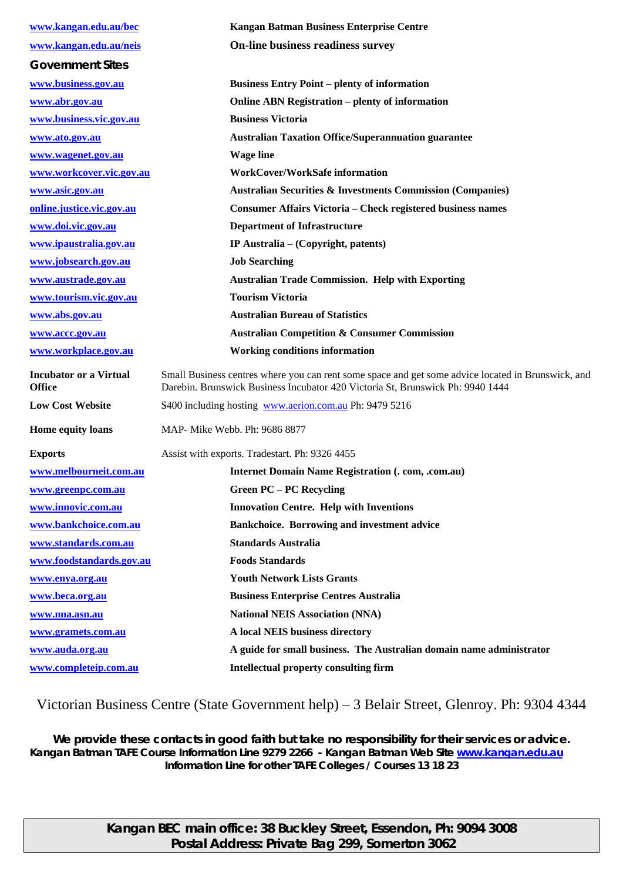| | |
|---|---|
| www.kangan.edu.au/bec | **Kangan Batman Business Enterprise Centre** |
| www.kangan.edu.au/neis | **On-line business readiness survey** |

**Government Sites**

| | |
|---|---|
| www.business.gov.au | **Business Entry Point – plenty of information** |
| www.abr.gov.au | **Online ABN Registration – plenty of information** |
| www.business.vic.gov.au | **Business Victoria** |
| www.ato.gov.au | **Australian Taxation Office/Superannuation guarantee** |
| www.wagenet.gov.au | **Wage line** |
| www.workcover.vic.gov.au | **WorkCover/WorkSafe information** |
| www.asic.gov.au | **Australian Securities & Investments Commission (Companies)** |
| online.justice.vic.gov.au | **Consumer Affairs Victoria – Check registered business names** |
| www.doi.vic.gov.au | **Department of Infrastructure** |
| www.ipaustralia.gov.au | **IP Australia – (Copyright, patents)** |
| www.jobsearch.gov.au | **Job Searching** |
| www.austrade.gov.au | **Australian Trade Commission. Help with Exporting** |
| www.tourism.vic.gov.au | **Tourism Victoria** |
| www.abs.gov.au | **Australian Bureau of Statistics** |
| www.accc.gov.au | **Australian Competition & Consumer Commission** |
| www.workplace.gov.au | **Working conditions information** |
| **Incubator or a Virtual Office** | Small Business centres where you can rent some space and get some advice located in Brunswick, and Darebin. Brunswick Business Incubator 420 Victoria St, Brunswick Ph: 9940 1444 |
| **Low Cost Website** | $400 including hosting www.aerion.com.au Ph: 9479 5216 |
| **Home equity loans** | MAP- Mike Webb. Ph: 9686 8877 |
| **Exports** | Assist with exports. Tradestart. Ph: 9326 4455 |
| www.melbourneit.com.au | **Internet Domain Name Registration (. com, .com.au)** |
| www.greenpc.com.au | **Green PC – PC Recycling** |
| www.innovic.com.au | **Innovation Centre. Help with Inventions** |
| www.bankchoice.com.au | **Bankchoice. Borrowing and investment advice** |
| www.standards.com.au | **Standards Australia** |
| www.foodstandards.gov.au | **Foods Standards** |
| www.enya.org.au | **Youth Network Lists Grants** |
| www.beca.org.au | **Business Enterprise Centres Australia** |
| www.nna.asn.au | **National NEIS Association (NNA)** |
| www.gramets.com.au | **A local NEIS business directory** |
| www.auda.org.au | **A guide for small business. The Australian domain name administrator** |
| www.completeip.com.au | **Intellectual property consulting firm** |

Victorian Business Centre (State Government help) – 3 Belair Street, Glenroy. Ph: 9304 4344

**We provide these contacts in good faith but take no responsibility for their services or advice.**
**Kangan Batman TAFE Course Information Line 9279 2266 - Kangan Batman Web Site www.kangan.edu.au**
**Information Line for other TAFE Colleges / Courses 13 18 23**

**Kangan BEC main office: 38 Buckley Street, Essendon, Ph: 9094 3008**
**Postal Address: Private Bag 299, Somerton 3062**